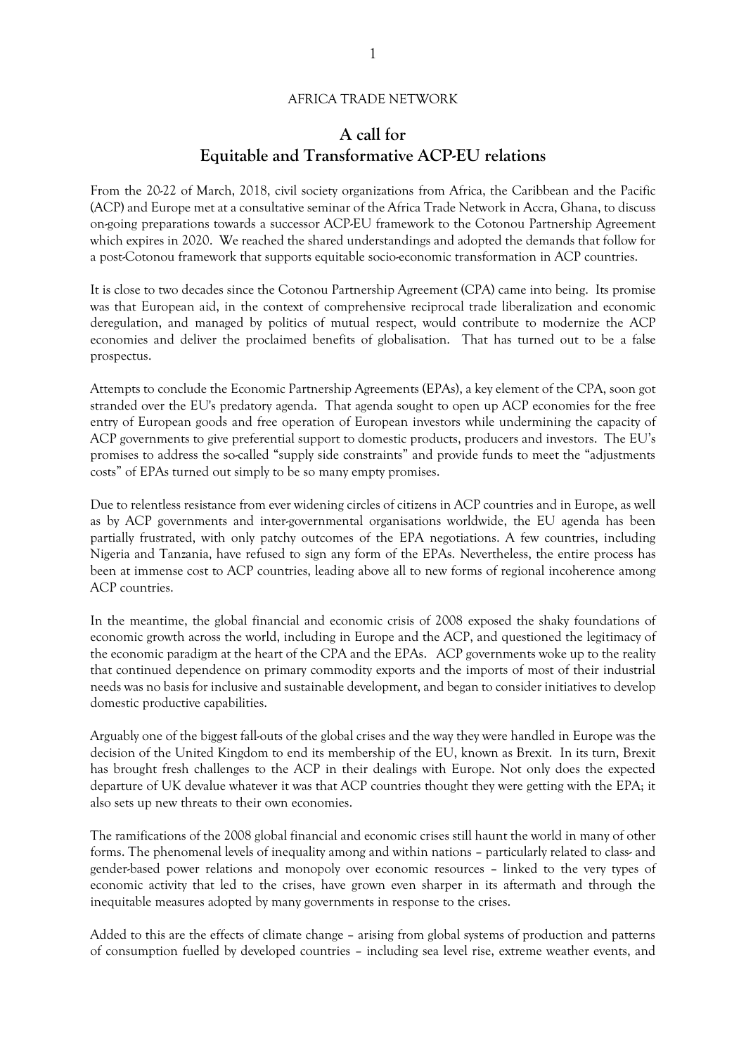AFRICA TRADE NETWORK

# A call for Equitable and Transformative ACP-EU relations

From the 20-22 of March, 2018, civil society organizations from Africa, the Caribbean and the Pacific (ACP) and Europe met at a consultative seminar of the Africa Trade Network in Accra, Ghana, to discuss on-going preparations towards a successor ACP-EU framework to the Cotonou Partnership Agreement which expires in 2020. We reached the shared understandings and adopted the demands that follow for a post-Cotonou framework that supports equitable socio-economic transformation in ACP countries.

It is close to two decades since the Cotonou Partnership Agreement (CPA) came into being. Its promise was that European aid, in the context of comprehensive reciprocal trade liberalization and economic deregulation, and managed by politics of mutual respect, would contribute to modernize the ACP economies and deliver the proclaimed benefits of globalisation. That has turned out to be a false prospectus.

Attempts to conclude the Economic Partnership Agreements (EPAs), a key element of the CPA, soon got stranded over the EU's predatory agenda. That agenda sought to open up ACP economies for the free entry of European goods and free operation of European investors while undermining the capacity of ACP governments to give preferential support to domestic products, producers and investors. The EU's promises to address the so-called "supply side constraints" and provide funds to meet the "adjustments costs" of EPAs turned out simply to be so many empty promises.

Due to relentless resistance from ever widening circles of citizens in ACP countries and in Europe, as well as by ACP governments and inter-governmental organisations worldwide, the EU agenda has been partially frustrated, with only patchy outcomes of the EPA negotiations. A few countries, including Nigeria and Tanzania, have refused to sign any form of the EPAs. Nevertheless, the entire process has been at immense cost to ACP countries, leading above all to new forms of regional incoherence among ACP countries.

In the meantime, the global financial and economic crisis of 2008 exposed the shaky foundations of economic growth across the world, including in Europe and the ACP, and questioned the legitimacy of the economic paradigm at the heart of the CPA and the EPAs. ACP governments woke up to the reality that continued dependence on primary commodity exports and the imports of most of their industrial needs was no basis for inclusive and sustainable development, and began to consider initiatives to develop domestic productive capabilities.

Arguably one of the biggest fall-outs of the global crises and the way they were handled in Europe was the decision of the United Kingdom to end its membership of the EU, known as Brexit. In its turn, Brexit has brought fresh challenges to the ACP in their dealings with Europe. Not only does the expected departure of UK devalue whatever it was that ACP countries thought they were getting with the EPA; it also sets up new threats to their own economies.

The ramifications of the 2008 global financial and economic crises still haunt the world in many of other forms. The phenomenal levels of inequality among and within nations – particularly related to class- and gender-based power relations and monopoly over economic resources – linked to the very types of economic activity that led to the crises, have grown even sharper in its aftermath and through the inequitable measures adopted by many governments in response to the crises.

Added to this are the effects of climate change – arising from global systems of production and patterns of consumption fuelled by developed countries – including sea level rise, extreme weather events, and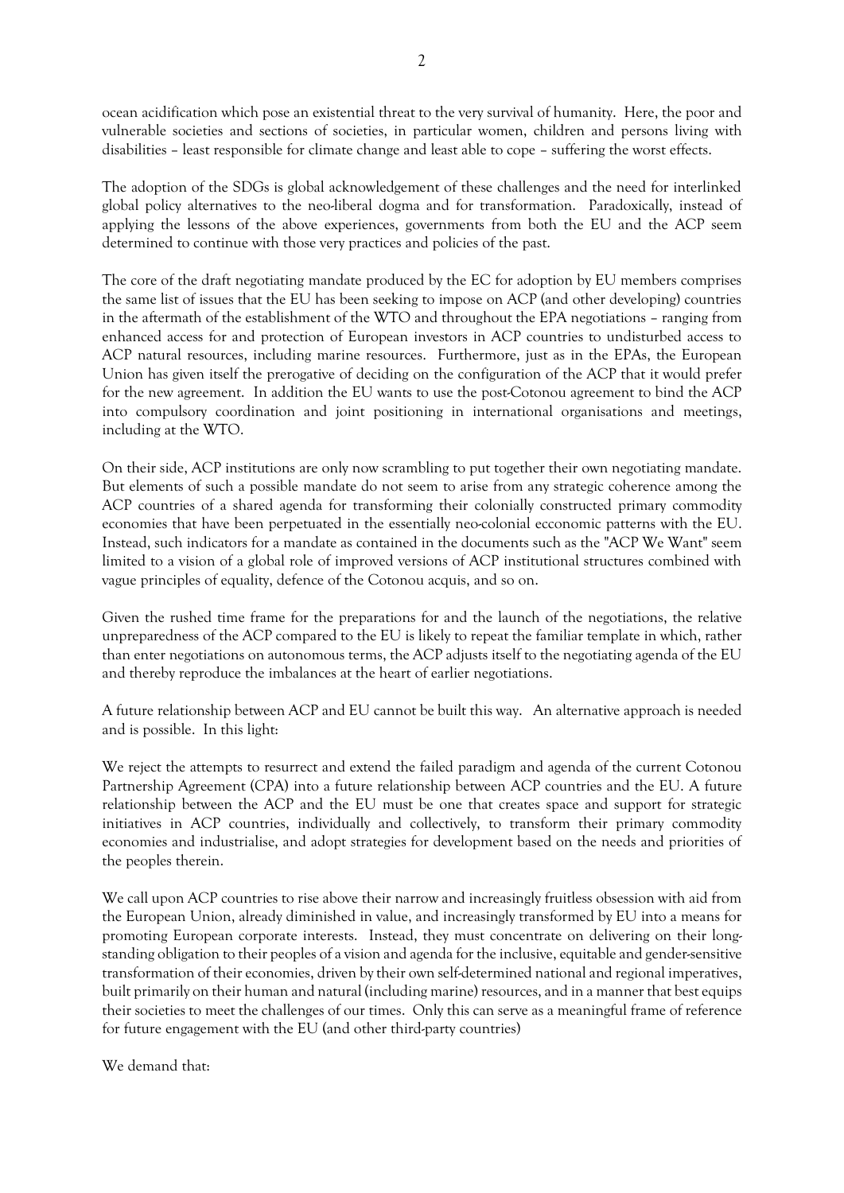ocean acidification which pose an existential threat to the very survival of humanity. Here, the poor and vulnerable societies and sections of societies, in particular women, children and persons living with disabilities – least responsible for climate change and least able to cope – suffering the worst effects.

The adoption of the SDGs is global acknowledgement of these challenges and the need for interlinked global policy alternatives to the neo-liberal dogma and for transformation. Paradoxically, instead of applying the lessons of the above experiences, governments from both the EU and the ACP seem determined to continue with those very practices and policies of the past.

The core of the draft negotiating mandate produced by the EC for adoption by EU members comprises the same list of issues that the EU has been seeking to impose on ACP (and other developing) countries in the aftermath of the establishment of the WTO and throughout the EPA negotiations – ranging from enhanced access for and protection of European investors in ACP countries to undisturbed access to ACP natural resources, including marine resources. Furthermore, just as in the EPAs, the European Union has given itself the prerogative of deciding on the configuration of the ACP that it would prefer for the new agreement. In addition the EU wants to use the post-Cotonou agreement to bind the ACP into compulsory coordination and joint positioning in international organisations and meetings, including at the WTO.

On their side, ACP institutions are only now scrambling to put together their own negotiating mandate. But elements of such a possible mandate do not seem to arise from any strategic coherence among the ACP countries of a shared agenda for transforming their colonially constructed primary commodity economies that have been perpetuated in the essentially neo-colonial ecconomic patterns with the EU. Instead, such indicators for a mandate as contained in the documents such as the "ACP We Want" seem limited to a vision of a global role of improved versions of ACP institutional structures combined with vague principles of equality, defence of the Cotonou acquis, and so on.

Given the rushed time frame for the preparations for and the launch of the negotiations, the relative unpreparedness of the ACP compared to the EU is likely to repeat the familiar template in which, rather than enter negotiations on autonomous terms, the ACP adjusts itself to the negotiating agenda of the EU and thereby reproduce the imbalances at the heart of earlier negotiations.

A future relationship between ACP and EU cannot be built this way. An alternative approach is needed and is possible. In this light:

We reject the attempts to resurrect and extend the failed paradigm and agenda of the current Cotonou Partnership Agreement (CPA) into a future relationship between ACP countries and the EU. A future relationship between the ACP and the EU must be one that creates space and support for strategic initiatives in ACP countries, individually and collectively, to transform their primary commodity economies and industrialise, and adopt strategies for development based on the needs and priorities of the peoples therein.

We call upon ACP countries to rise above their narrow and increasingly fruitless obsession with aid from the European Union, already diminished in value, and increasingly transformed by EU into a means for promoting European corporate interests. Instead, they must concentrate on delivering on their long-standing obligation to their peoples of a vision and agenda for the inclusive, equitable and gender-sensitive transformation of their economies, driven by their own self-determined national and regional imperatives, built primarily on their human and natural (including marine) resources, and in a manner that best equips their societies to meet the challenges of our times. Only this can serve as a meaningful frame of reference for future engagement with the EU (and other third-party countries)

We demand that: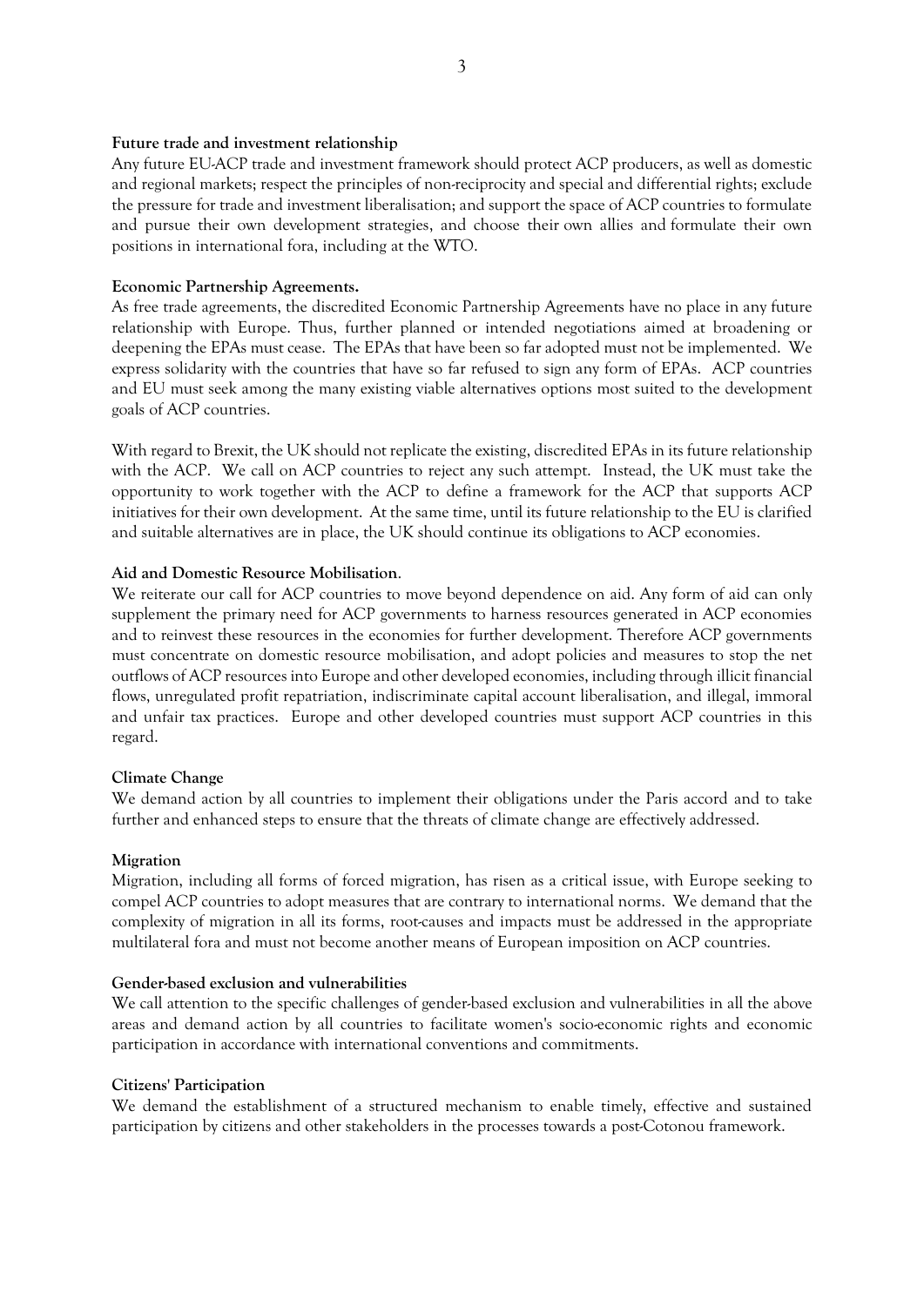**Future trade and investment relationship**

Any future EU-ACP trade and investment framework should protect ACP producers, as well as domestic and regional markets; respect the principles of non-reciprocity and special and differential rights; exclude the pressure for trade and investment liberalisation; and support the space of ACP countries to formulate and pursue their own development strategies, and choose their own allies and formulate their own positions in international fora, including at the WTO.

**Economic Partnership Agreements.**

As free trade agreements, the discredited Economic Partnership Agreements have no place in any future relationship with Europe. Thus, further planned or intended negotiations aimed at broadening or deepening the EPAs must cease. The EPAs that have been so far adopted must not be implemented. We express solidarity with the countries that have so far refused to sign any form of EPAs. ACP countries and EU must seek among the many existing viable alternatives options most suited to the development goals of ACP countries.

With regard to Brexit, the UK should not replicate the existing, discredited EPAs in its future relationship with the ACP. We call on ACP countries to reject any such attempt. Instead, the UK must take the opportunity to work together with the ACP to define a framework for the ACP that supports ACP initiatives for their own development. At the same time, until its future relationship to the EU is clarified and suitable alternatives are in place, the UK should continue its obligations to ACP economies.

**Aid and Domestic Resource Mobilisation**.

We reiterate our call for ACP countries to move beyond dependence on aid. Any form of aid can only supplement the primary need for ACP governments to harness resources generated in ACP economies and to reinvest these resources in the economies for further development. Therefore ACP governments must concentrate on domestic resource mobilisation, and adopt policies and measures to stop the net outflows of ACP resources into Europe and other developed economies, including through illicit financial flows, unregulated profit repatriation, indiscriminate capital account liberalisation, and illegal, immoral and unfair tax practices. Europe and other developed countries must support ACP countries in this regard.

**Climate Change**

We demand action by all countries to implement their obligations under the Paris accord and to take further and enhanced steps to ensure that the threats of climate change are effectively addressed.

**Migration**

Migration, including all forms of forced migration, has risen as a critical issue, with Europe seeking to compel ACP countries to adopt measures that are contrary to international norms. We demand that the complexity of migration in all its forms, root-causes and impacts must be addressed in the appropriate multilateral fora and must not become another means of European imposition on ACP countries.

**Gender-based exclusion and vulnerabilities**

We call attention to the specific challenges of gender-based exclusion and vulnerabilities in all the above areas and demand action by all countries to facilitate women's socio-economic rights and economic participation in accordance with international conventions and commitments.

**Citizens' Participation**

We demand the establishment of a structured mechanism to enable timely, effective and sustained participation by citizens and other stakeholders in the processes towards a post-Cotonou framework.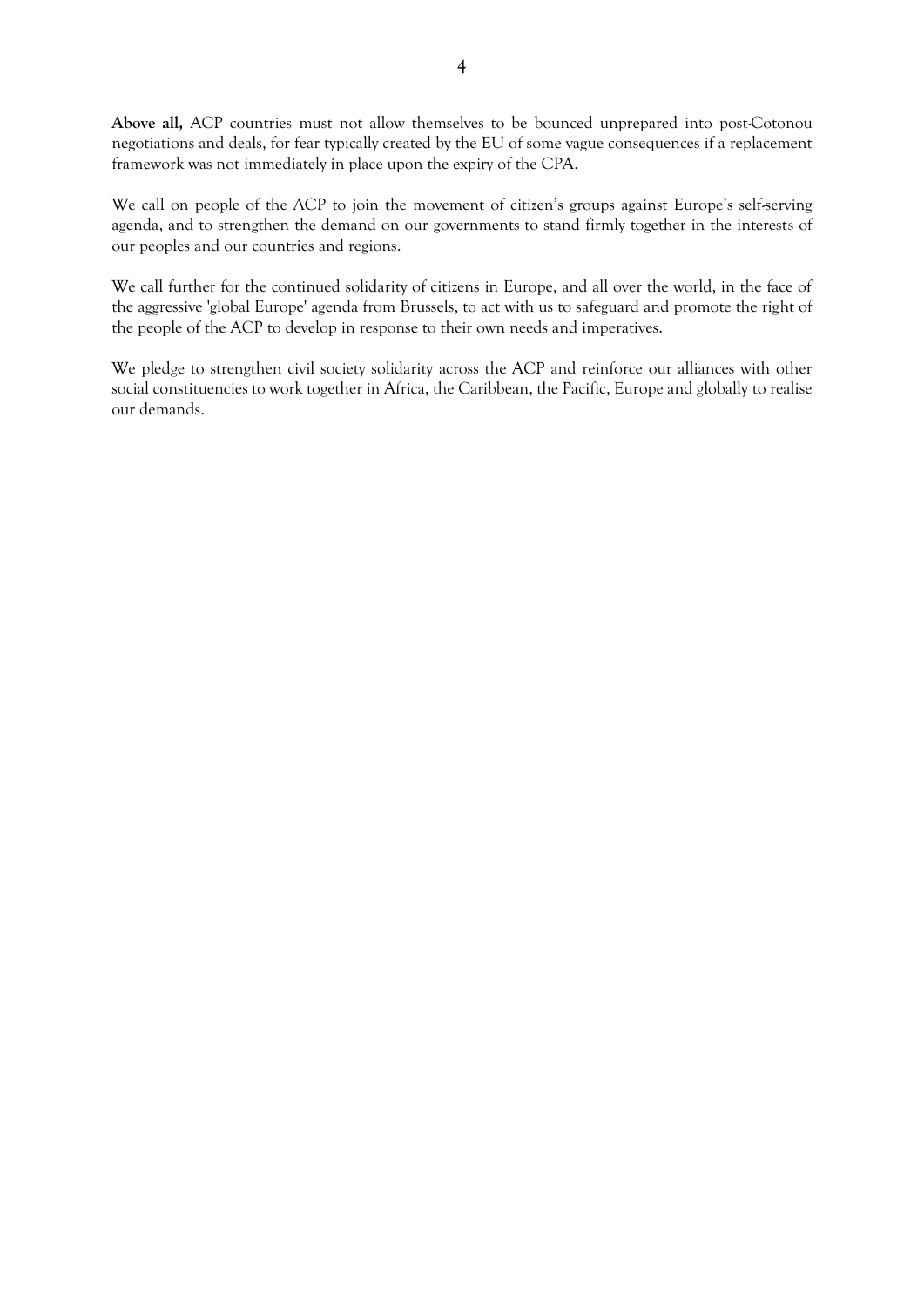**Above all,** ACP countries must not allow themselves to be bounced unprepared into post-Cotonou negotiations and deals, for fear typically created by the EU of some vague consequences if a replacement framework was not immediately in place upon the expiry of the CPA.

We call on people of the ACP to join the movement of citizen's groups against Europe's self-serving agenda, and to strengthen the demand on our governments to stand firmly together in the interests of our peoples and our countries and regions.

We call further for the continued solidarity of citizens in Europe, and all over the world, in the face of the aggressive 'global Europe' agenda from Brussels, to act with us to safeguard and promote the right of the people of the ACP to develop in response to their own needs and imperatives.

We pledge to strengthen civil society solidarity across the ACP and reinforce our alliances with other social constituencies to work together in Africa, the Caribbean, the Pacific, Europe and globally to realise our demands.